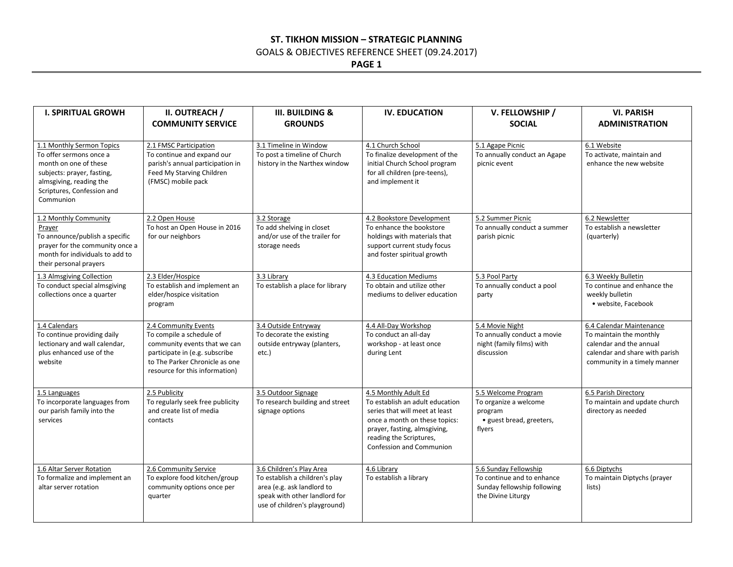# ST. TIKHON MISSION – STRATEGIC PLANNING

GOALS & OBJECTIVES REFERENCE SHEET (09.24.2017)

**PAGE 1**

| I. SPIRITUAL GROWH | II. OUTREACH / COMMUNITY SERVICE | III. BUILDING & GROUNDS | IV. EDUCATION | V. FELLOWSHIP / SOCIAL | VI. PARISH ADMINISTRATION |
|---|---|---|---|---|---|
| 1.1 Monthly Sermon Topics<br>To offer sermons once a month on one of these subjects: prayer, fasting, almsgiving, reading the Scriptures, Confession and Communion | 2.1 FMSC Participation<br>To continue and expand our parish's annual participation in Feed My Starving Children (FMSC) mobile pack | 3.1 Timeline in Window<br>To post a timeline of Church history in the Narthex window | 4.1 Church School<br>To finalize development of the initial Church School program for all children (pre-teens), and implement it | 5.1 Agape Picnic<br>To annually conduct an Agape picnic event | 6.1 Website<br>To activate, maintain and enhance the new website |
| 1.2 Monthly Community Prayer<br>To announce/publish a specific prayer for the community once a month for individuals to add to their personal prayers | 2.2 Open House<br>To host an Open House in 2016 for our neighbors | 3.2 Storage<br>To add shelving in closet and/or use of the trailer for storage needs | 4.2 Bookstore Development<br>To enhance the bookstore holdings with materials that support current study focus and foster spiritual growth | 5.2 Summer Picnic<br>To annually conduct a summer parish picnic | 6.2 Newsletter<br>To establish a newsletter (quarterly) |
| 1.3 Almsgiving Collection<br>To conduct special almsgiving collections once a quarter | 2.3 Elder/Hospice<br>To establish and implement an elder/hospice visitation program | 3.3 Library<br>To establish a place for library | 4.3 Education Mediums<br>To obtain and utilize other mediums to deliver education | 5.3 Pool Party<br>To annually conduct a pool party | 6.3 Weekly Bulletin<br>To continue and enhance the weekly bulletin<br>• website, Facebook |
| 1.4 Calendars<br>To continue providing daily lectionary and wall calendar, plus enhanced use of the website | 2.4 Community Events<br>To compile a schedule of community events that we can participate in (e.g. subscribe to The Parker Chronicle as one resource for this information) | 3.4 Outside Entryway<br>To decorate the existing outside entryway (planters, etc.) | 4.4 All-Day Workshop<br>To conduct an all-day workshop - at least once during Lent | 5.4 Movie Night<br>To annually conduct a movie night (family films) with discussion | 6.4 Calendar Maintenance<br>To maintain the monthly calendar and the annual calendar and share with parish community in a timely manner |
| 1.5 Languages<br>To incorporate languages from our parish family into the services | 2.5 Publicity<br>To regularly seek free publicity and create list of media contacts | 3.5 Outdoor Signage<br>To research building and street signage options | 4.5 Monthly Adult Ed<br>To establish an adult education series that will meet at least once a month on these topics: prayer, fasting, almsgiving, reading the Scriptures, Confession and Communion | 5.5 Welcome Program<br>To organize a welcome program<br>• guest bread, greeters, flyers | 6.5 Parish Directory<br>To maintain and update church directory as needed |
| 1.6 Altar Server Rotation<br>To formalize and implement an altar server rotation | 2.6 Community Service<br>To explore food kitchen/group community options once per quarter | 3.6 Children's Play Area<br>To establish a children's play area (e.g. ask landlord to speak with other landlord for use of children's playground) | 4.6 Library<br>To establish a library | 5.6 Sunday Fellowship<br>To continue and to enhance Sunday fellowship following the Divine Liturgy | 6.6 Diptychs<br>To maintain Diptychs (prayer lists) |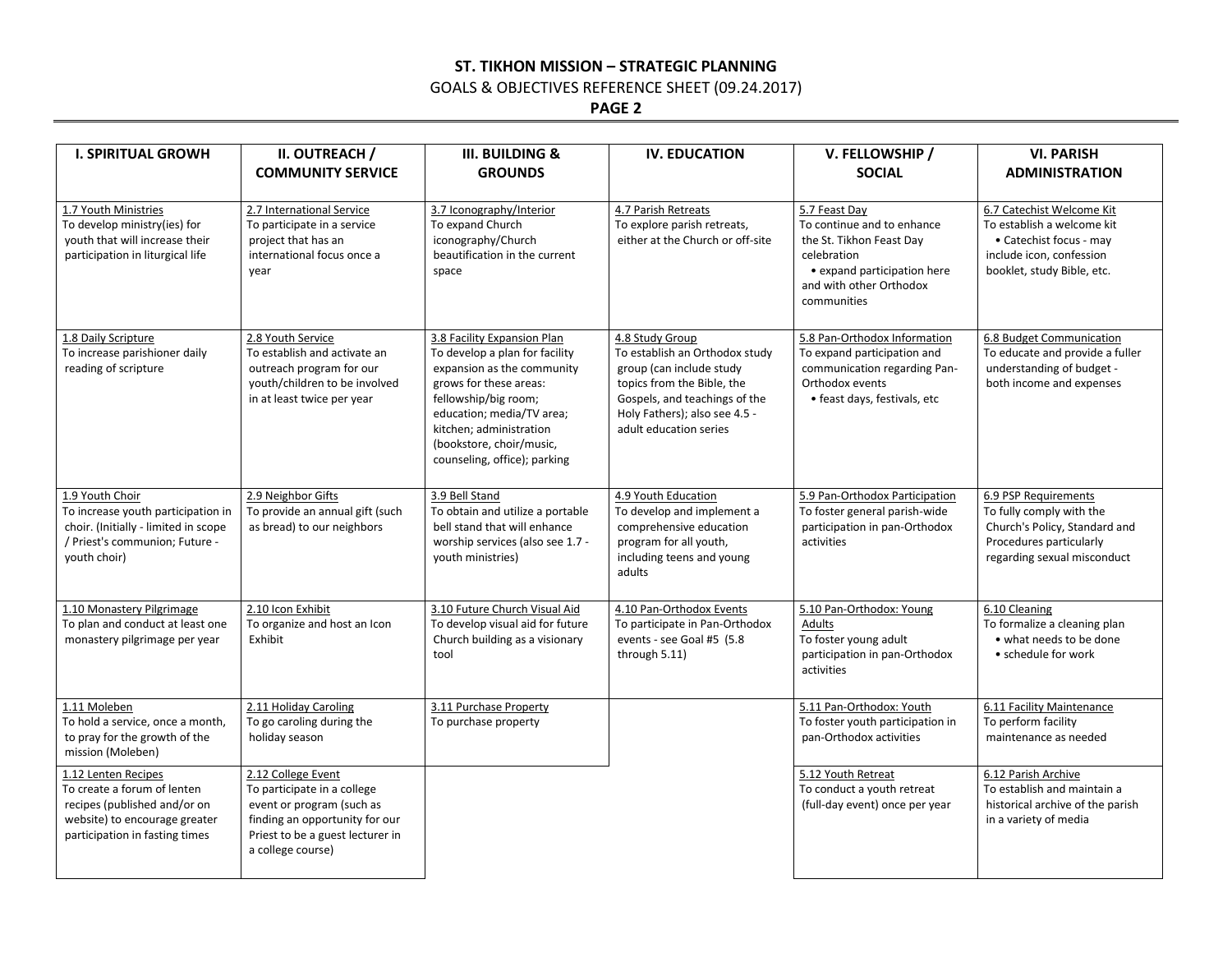**ST. TIKHON MISSION – STRATEGIC PLANNING**

GOALS & OBJECTIVES REFERENCE SHEET (09.24.2017)

**PAGE 2**

| I. SPIRITUAL GROWTH | II. OUTREACH / COMMUNITY SERVICE | III. BUILDING & GROUNDS | IV. EDUCATION | V. FELLOWSHIP / SOCIAL | VI. PARISH ADMINISTRATION |
|---|---|---|---|---|---|
| 1.7 Youth Ministries<br>To develop ministry(ies) for youth that will increase their participation in liturgical life | 2.7 International Service<br>To participate in a service project that has an international focus once a year | 3.7 Iconography/Interior<br>To expand Church iconography/Church beautification in the current space | 4.7 Parish Retreats<br>To explore parish retreats, either at the Church or off-site | 5.7 Feast Day<br>To continue and to enhance the St. Tikhon Feast Day celebration<br>• expand participation here and with other Orthodox communities | 6.7 Catechist Welcome Kit<br>To establish a welcome kit<br>• Catechist focus - may include icon, confession booklet, study Bible, etc. |
| 1.8 Daily Scripture<br>To increase parishioner daily reading of scripture | 2.8 Youth Service<br>To establish and activate an outreach program for our youth/children to be involved in at least twice per year | 3.8 Facility Expansion Plan<br>To develop a plan for facility expansion as the community grows for these areas: fellowship/big room; education; media/TV area; kitchen; administration (bookstore, choir/music, counseling, office); parking | 4.8 Study Group<br>To establish an Orthodox study group (can include study topics from the Bible, the Gospels, and teachings of the Holy Fathers); also see 4.5 - adult education series | 5.8 Pan-Orthodox Information<br>To expand participation and communication regarding Pan-Orthodox events<br>• feast days, festivals, etc | 6.8 Budget Communication<br>To educate and provide a fuller understanding of budget - both income and expenses |
| 1.9 Youth Choir<br>To increase youth participation in choir. (Initially - limited in scope / Priest's communion; Future - youth choir) | 2.9 Neighbor Gifts<br>To provide an annual gift (such as bread) to our neighbors | 3.9 Bell Stand<br>To obtain and utilize a portable bell stand that will enhance worship services (also see 1.7 - youth ministries) | 4.9 Youth Education<br>To develop and implement a comprehensive education program for all youth, including teens and young adults | 5.9 Pan-Orthodox Participation<br>To foster general parish-wide participation in pan-Orthodox activities | 6.9 PSP Requirements<br>To fully comply with the Church's Policy, Standard and Procedures particularly regarding sexual misconduct |
| 1.10 Monastery Pilgrimage<br>To plan and conduct at least one monastery pilgrimage per year | 2.10 Icon Exhibit<br>To organize and host an Icon Exhibit | 3.10 Future Church Visual Aid<br>To develop visual aid for future Church building as a visionary tool | 4.10 Pan-Orthodox Events<br>To participate in Pan-Orthodox events - see Goal #5 (5.8 through 5.11) | 5.10 Pan-Orthodox: Young Adults<br>To foster young adult participation in pan-Orthodox activities | 6.10 Cleaning<br>To formalize a cleaning plan<br>• what needs to be done<br>• schedule for work |
| 1.11 Moleben<br>To hold a service, once a month, to pray for the growth of the mission (Moleben) | 2.11 Holiday Caroling<br>To go caroling during the holiday season | 3.11 Purchase Property<br>To purchase property | | 5.11 Pan-Orthodox: Youth<br>To foster youth participation in pan-Orthodox activities | 6.11 Facility Maintenance<br>To perform facility maintenance as needed |
| 1.12 Lenten Recipes<br>To create a forum of lenten recipes (published and/or on website) to encourage greater participation in fasting times | 2.12 College Event<br>To participate in a college event or program (such as finding an opportunity for our Priest to be a guest lecturer in a college course) | | | 5.12 Youth Retreat<br>To conduct a youth retreat (full-day event) once per year | 6.12 Parish Archive<br>To establish and maintain a historical archive of the parish in a variety of media |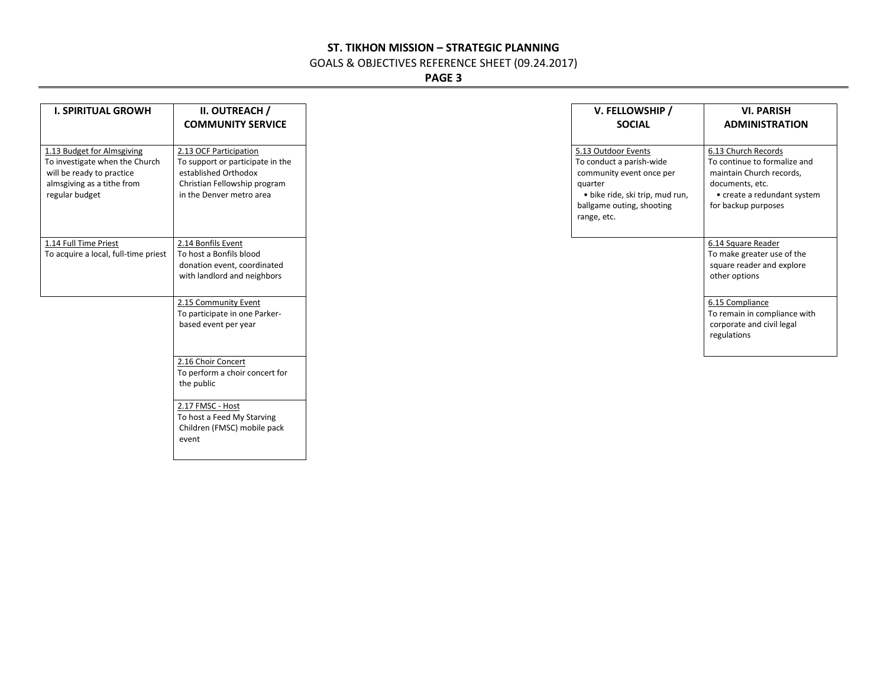**ST. TIKHON MISSION – STRATEGIC PLANNING**

GOALS & OBJECTIVES REFERENCE SHEET (09.24.2017)

**PAGE 3**

| I. SPIRITUAL GROWH | II. OUTREACH / COMMUNITY SERVICE |
|---|---|
| 1.13 Budget for Almsgiving<br>To investigate when the Church will be ready to practice almsgiving as a tithe from regular budget | 2.13 OCF Participation<br>To support or participate in the established Orthodox Christian Fellowship program in the Denver metro area |
| 1.14 Full Time Priest<br>To acquire a local, full-time priest | 2.14 Bonfils Event<br>To host a Bonfils blood donation event, coordinated with landlord and neighbors |
| | 2.15 Community Event<br>To participate in one Parker-based event per year |
| | 2.16 Choir Concert<br>To perform a choir concert for the public |
| | 2.17 FMSC - Host<br>To host a Feed My Starving Children (FMSC) mobile pack event |

| V. FELLOWSHIP / SOCIAL | VI. PARISH ADMINISTRATION |
|---|---|
| 5.13 Outdoor Events<br>To conduct a parish-wide community event once per quarter<br>• bike ride, ski trip, mud run, ballgame outing, shooting range, etc. | 6.13 Church Records<br>To continue to formalize and maintain Church records, documents, etc.<br>• create a redundant system for backup purposes |
| | 6.14 Square Reader<br>To make greater use of the square reader and explore other options |
| | 6.15 Compliance<br>To remain in compliance with corporate and civil legal regulations |